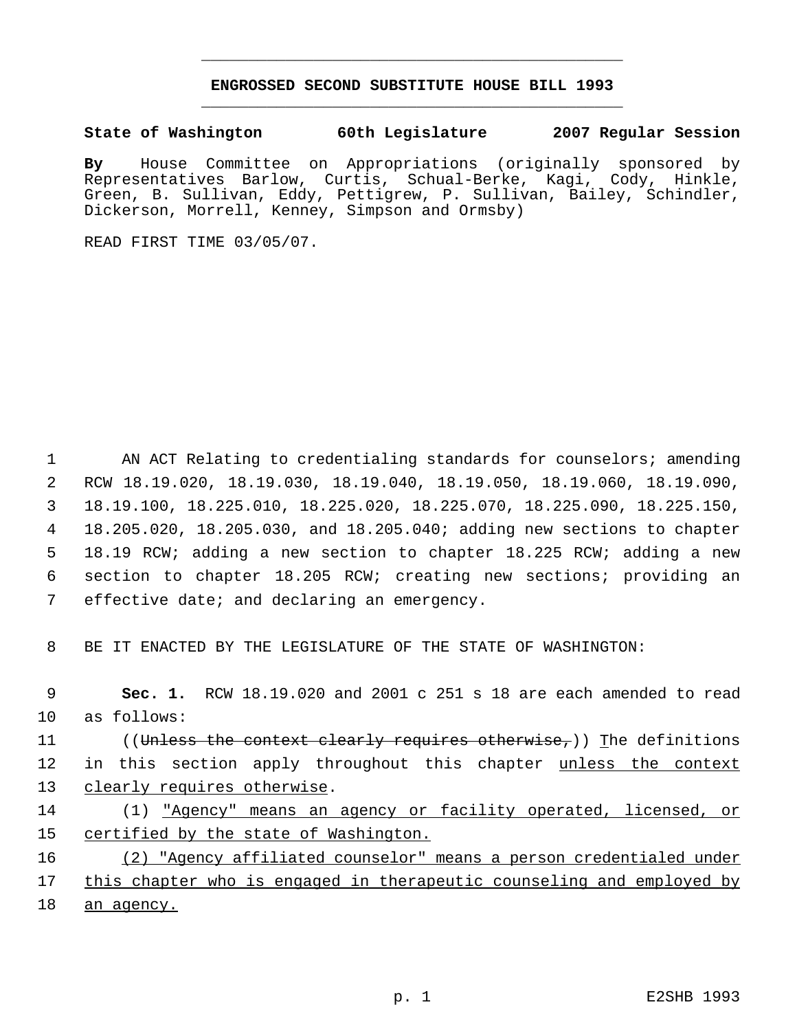# ENGROSSED SECOND SUBSTITUTE HOUSE BILL 1993

**State of Washington 60th Legislature 2007 Regular Session**

**By** House Committee on Appropriations (originally sponsored by Representatives Barlow, Curtis, Schual-Berke, Kagi, Cody, Hinkle, Green, B. Sullivan, Eddy, Pettigrew, P. Sullivan, Bailey, Schindler, Dickerson, Morrell, Kenney, Simpson and Ormsby)

READ FIRST TIME 03/05/07.

AN ACT Relating to credentialing standards for counselors; amending RCW 18.19.020, 18.19.030, 18.19.040, 18.19.050, 18.19.060, 18.19.090, 18.19.100, 18.225.010, 18.225.020, 18.225.070, 18.225.090, 18.225.150, 18.205.020, 18.205.030, and 18.205.040; adding new sections to chapter 18.19 RCW; adding a new section to chapter 18.225 RCW; adding a new section to chapter 18.205 RCW; creating new sections; providing an effective date; and declaring an emergency.

BE IT ENACTED BY THE LEGISLATURE OF THE STATE OF WASHINGTON:

**Sec. 1.** RCW 18.19.020 and 2001 c 251 s 18 are each amended to read as follows:

((~~Unless the context clearly requires otherwise,~~)) The definitions in this section apply throughout this chapter unless the context clearly requires otherwise.

(1) "Agency" means an agency or facility operated, licensed, or certified by the state of Washington.

(2) "Agency affiliated counselor" means a person credentialed under this chapter who is engaged in therapeutic counseling and employed by an agency.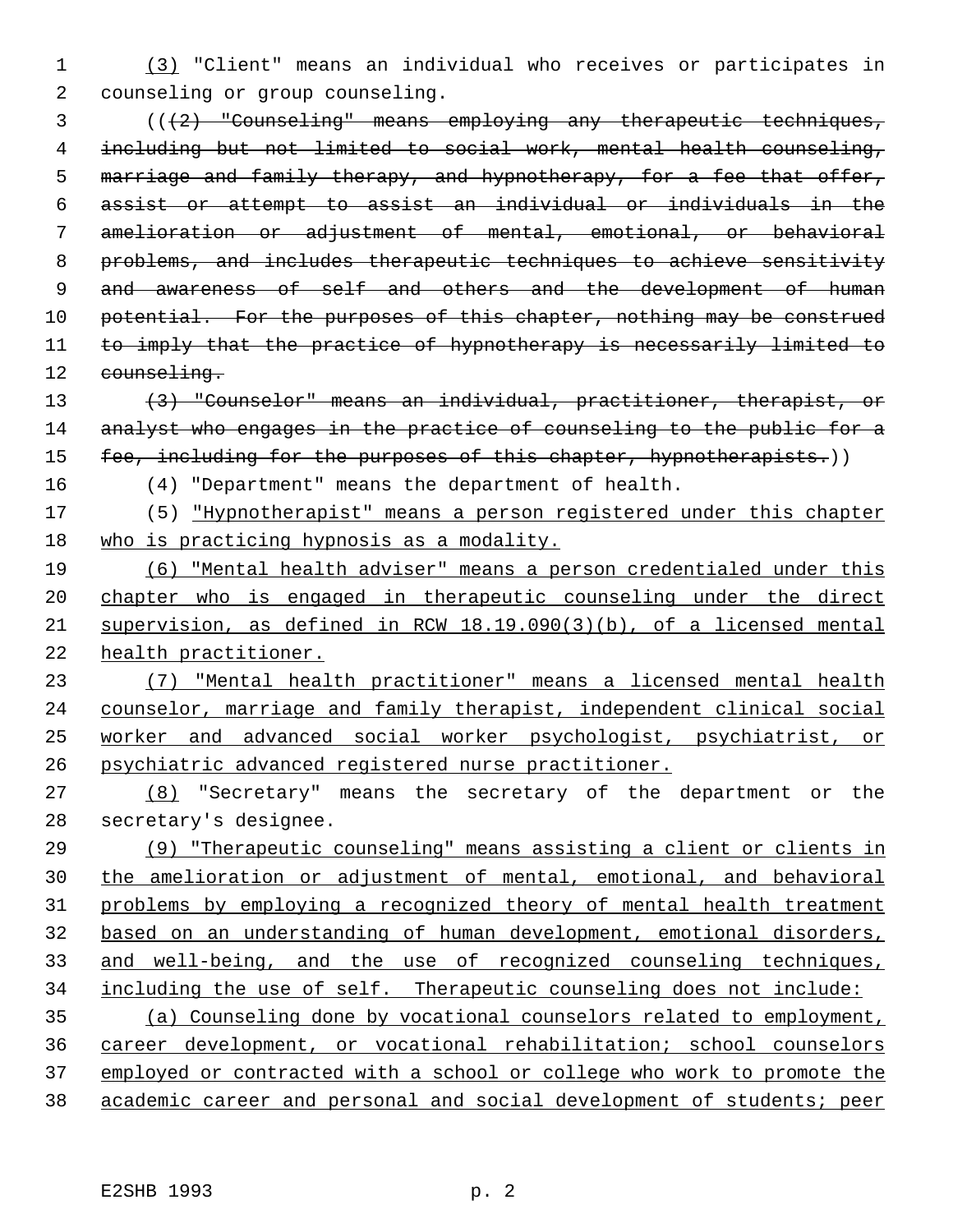(3) "Client" means an individual who receives or participates in counseling or group counseling.

(((2) "Counseling" means employing any therapeutic techniques, including but not limited to social work, mental health counseling, marriage and family therapy, and hypnotherapy, for a fee that offer, assist or attempt to assist an individual or individuals in the amelioration or adjustment of mental, emotional, or behavioral problems, and includes therapeutic techniques to achieve sensitivity and awareness of self and others and the development of human potential. For the purposes of this chapter, nothing may be construed to imply that the practice of hypnotherapy is necessarily limited to counseling.

(3) "Counselor" means an individual, practitioner, therapist, or analyst who engages in the practice of counseling to the public for a fee, including for the purposes of this chapter, hypnotherapists.))

(4) "Department" means the department of health.

(5) "Hypnotherapist" means a person registered under this chapter who is practicing hypnosis as a modality.

(6) "Mental health adviser" means a person credentialed under this chapter who is engaged in therapeutic counseling under the direct supervision, as defined in RCW 18.19.090(3)(b), of a licensed mental health practitioner.

(7) "Mental health practitioner" means a licensed mental health counselor, marriage and family therapist, independent clinical social worker and advanced social worker psychologist, psychiatrist, or psychiatric advanced registered nurse practitioner.

(8) "Secretary" means the secretary of the department or the secretary's designee.

(9) "Therapeutic counseling" means assisting a client or clients in the amelioration or adjustment of mental, emotional, and behavioral problems by employing a recognized theory of mental health treatment based on an understanding of human development, emotional disorders, and well-being, and the use of recognized counseling techniques, including the use of self. Therapeutic counseling does not include:

(a) Counseling done by vocational counselors related to employment, career development, or vocational rehabilitation; school counselors employed or contracted with a school or college who work to promote the academic career and personal and social development of students; peer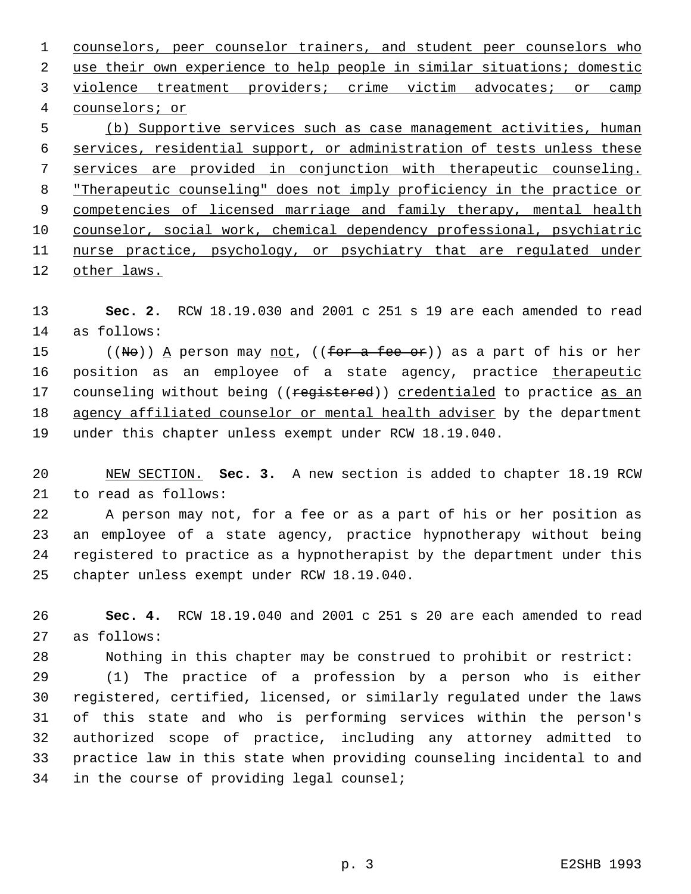counselors, peer counselor trainers, and student peer counselors who use their own experience to help people in similar situations; domestic violence treatment providers; crime victim advocates; or camp counselors; or

(b) Supportive services such as case management activities, human services, residential support, or administration of tests unless these services are provided in conjunction with therapeutic counseling. "Therapeutic counseling" does not imply proficiency in the practice or competencies of licensed marriage and family therapy, mental health counselor, social work, chemical dependency professional, psychiatric nurse practice, psychology, or psychiatry that are regulated under other laws.

**Sec. 2.** RCW 18.19.030 and 2001 c 251 s 19 are each amended to read as follows:

((~~No~~)) A person may not, ((~~for a fee or~~)) as a part of his or her position as an employee of a state agency, practice therapeutic counseling without being ((~~registered~~)) credentialed to practice as an agency affiliated counselor or mental health adviser by the department under this chapter unless exempt under RCW 18.19.040.

NEW SECTION. **Sec. 3.** A new section is added to chapter 18.19 RCW to read as follows:

A person may not, for a fee or as a part of his or her position as an employee of a state agency, practice hypnotherapy without being registered to practice as a hypnotherapist by the department under this chapter unless exempt under RCW 18.19.040.

**Sec. 4.** RCW 18.19.040 and 2001 c 251 s 20 are each amended to read as follows:

Nothing in this chapter may be construed to prohibit or restrict:

(1) The practice of a profession by a person who is either registered, certified, licensed, or similarly regulated under the laws of this state and who is performing services within the person's authorized scope of practice, including any attorney admitted to practice law in this state when providing counseling incidental to and in the course of providing legal counsel;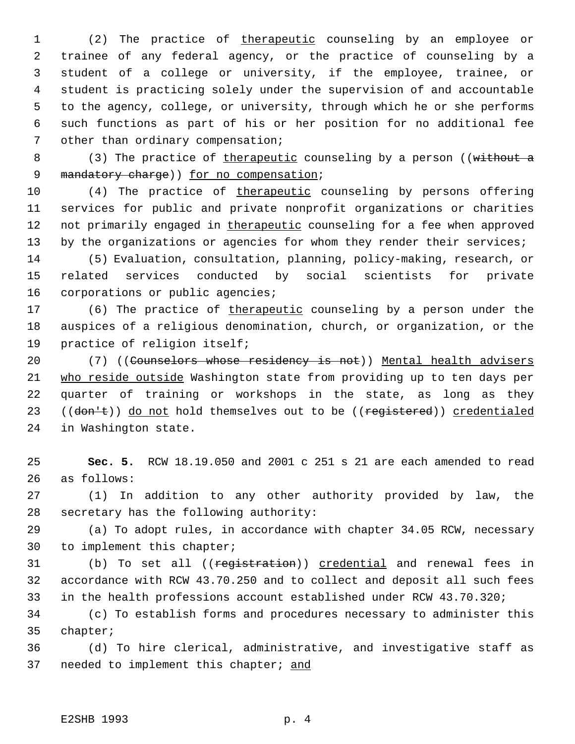(2) The practice of therapeutic counseling by an employee or trainee of any federal agency, or the practice of counseling by a student of a college or university, if the employee, trainee, or student is practicing solely under the supervision of and accountable to the agency, college, or university, through which he or she performs such functions as part of his or her position for no additional fee other than ordinary compensation;

(3) The practice of therapeutic counseling by a person ((~~without a mandatory charge~~)) for no compensation;

(4) The practice of therapeutic counseling by persons offering services for public and private nonprofit organizations or charities not primarily engaged in therapeutic counseling for a fee when approved by the organizations or agencies for whom they render their services;

(5) Evaluation, consultation, planning, policy-making, research, or related services conducted by social scientists for private corporations or public agencies;

(6) The practice of therapeutic counseling by a person under the auspices of a religious denomination, church, or organization, or the practice of religion itself;

(7) ((~~Counselors whose residency is not~~)) Mental health advisers who reside outside Washington state from providing up to ten days per quarter of training or workshops in the state, as long as they ((~~don't~~)) do not hold themselves out to be ((~~registered~~)) credentialed in Washington state.

**Sec. 5.** RCW 18.19.050 and 2001 c 251 s 21 are each amended to read as follows:

(1) In addition to any other authority provided by law, the secretary has the following authority:

(a) To adopt rules, in accordance with chapter 34.05 RCW, necessary to implement this chapter;

(b) To set all ((~~registration~~)) credential and renewal fees in accordance with RCW 43.70.250 and to collect and deposit all such fees in the health professions account established under RCW 43.70.320;

(c) To establish forms and procedures necessary to administer this chapter;

(d) To hire clerical, administrative, and investigative staff as needed to implement this chapter; and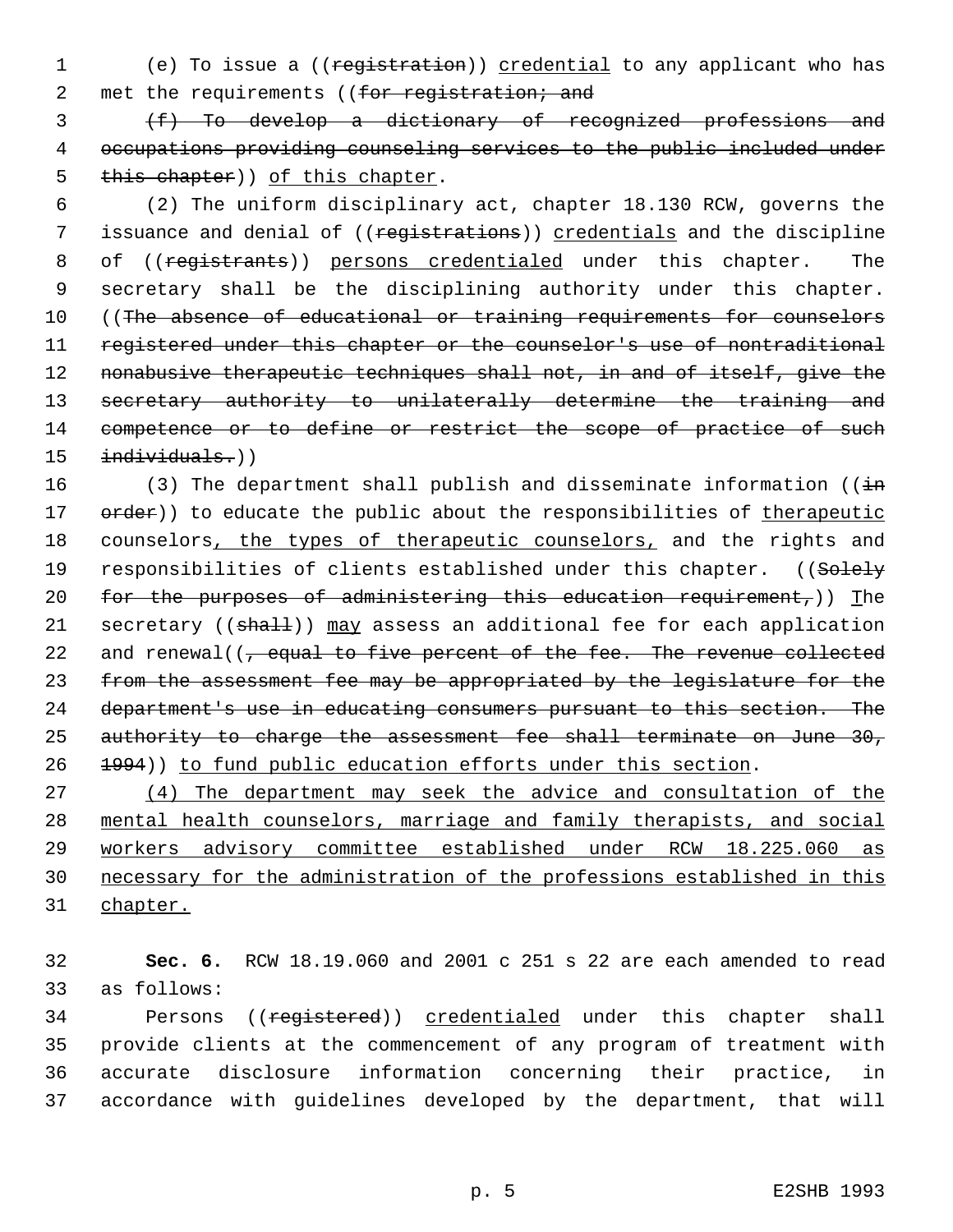(e) To issue a ((~~registration~~)) <u>credential</u> to any applicant who has met the requirements ((~~for registration; and~~

~~(f) To develop a dictionary of recognized professions and occupations providing counseling services to the public included under this chapter~~)) <u>of this chapter</u>.

(2) The uniform disciplinary act, chapter 18.130 RCW, governs the issuance and denial of ((~~registrations~~)) <u>credentials</u> and the discipline of ((~~registrants~~)) <u>persons credentialed</u> under this chapter. The secretary shall be the disciplining authority under this chapter. ((~~The absence of educational or training requirements for counselors registered under this chapter or the counselor's use of nontraditional nonabusive therapeutic techniques shall not, in and of itself, give the secretary authority to unilaterally determine the training and competence or to define or restrict the scope of practice of such individuals.~~))

(3) The department shall publish and disseminate information ((~~in order~~)) to educate the public about the responsibilities of <u>therapeutic</u> counselors<u>, the types of therapeutic counselors,</u> and the rights and responsibilities of clients established under this chapter. ((~~Solely for the purposes of administering this education requirement,~~)) <u>T</u>he secretary ((~~shall~~)) <u>may</u> assess an additional fee for each application and renewal((~~, equal to five percent of the fee. The revenue collected from the assessment fee may be appropriated by the legislature for the department's use in educating consumers pursuant to this section. The authority to charge the assessment fee shall terminate on June 30, 1994~~)) <u>to fund public education efforts under this section</u>.

<u>(4) The department may seek the advice and consultation of the mental health counselors, marriage and family therapists, and social workers advisory committee established under RCW 18.225.060 as necessary for the administration of the professions established in this chapter.</u>

**Sec. 6.** RCW 18.19.060 and 2001 c 251 s 22 are each amended to read as follows:

Persons ((~~registered~~)) <u>credentialed</u> under this chapter shall provide clients at the commencement of any program of treatment with accurate disclosure information concerning their practice, in accordance with guidelines developed by the department, that will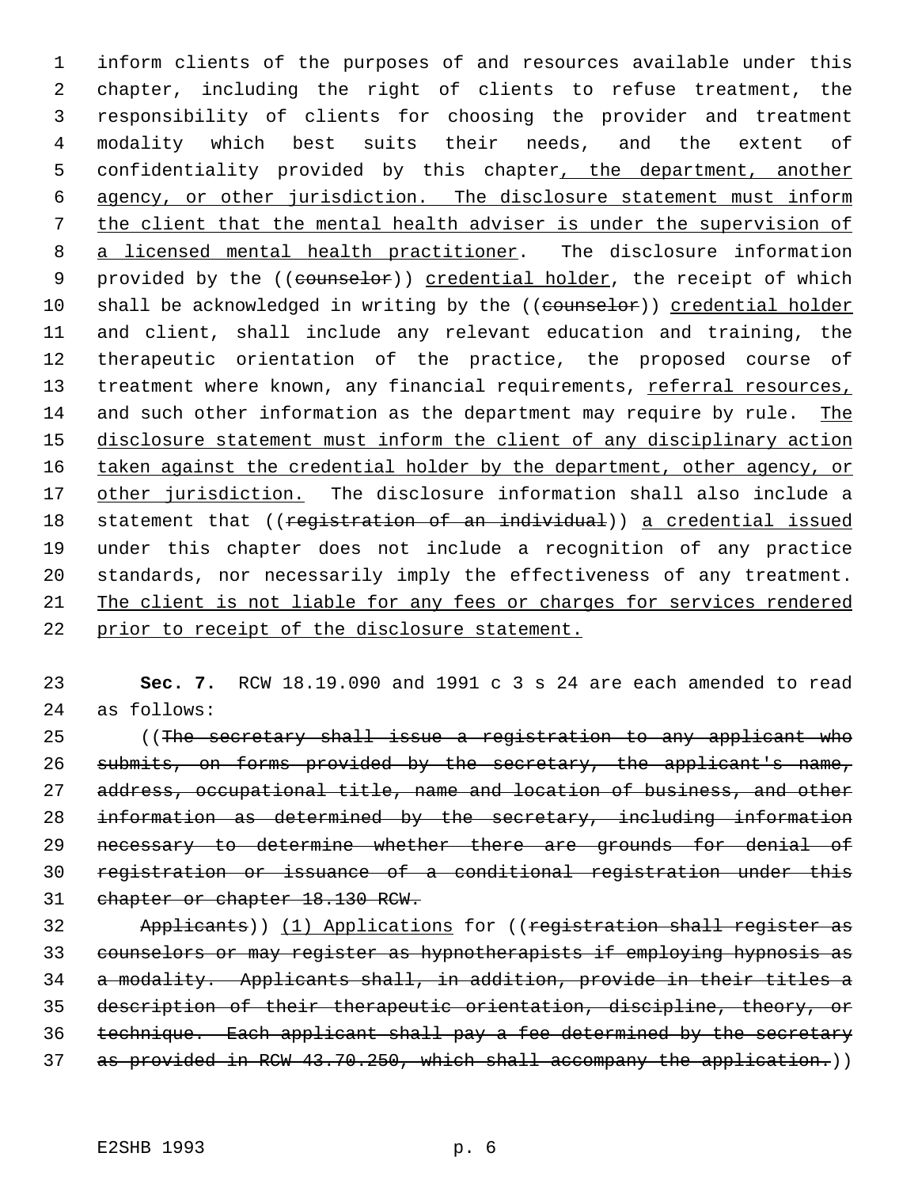inform clients of the purposes of and resources available under this chapter, including the right of clients to refuse treatment, the responsibility of clients for choosing the provider and treatment modality which best suits their needs, and the extent of confidentiality provided by this chapter<u>, the department, another agency, or other jurisdiction. The disclosure statement must inform the client that the mental health adviser is under the supervision of a licensed mental health practitioner</u>. The disclosure information provided by the ((~~counselor~~)) <u>credential holder</u>, the receipt of which shall be acknowledged in writing by the ((~~counselor~~)) <u>credential holder</u> and client, shall include any relevant education and training, the therapeutic orientation of the practice, the proposed course of treatment where known, any financial requirements, <u>referral resources,</u> and such other information as the department may require by rule. <u>The disclosure statement must inform the client of any disciplinary action taken against the credential holder by the department, other agency, or other jurisdiction.</u> The disclosure information shall also include a statement that ((~~registration of an individual~~)) <u>a credential issued</u> under this chapter does not include a recognition of any practice standards, nor necessarily imply the effectiveness of any treatment. <u>The client is not liable for any fees or charges for services rendered prior to receipt of the disclosure statement.</u>

**Sec. 7.** RCW 18.19.090 and 1991 c 3 s 24 are each amended to read as follows:

((~~The secretary shall issue a registration to any applicant who submits, on forms provided by the secretary, the applicant's name, address, occupational title, name and location of business, and other information as determined by the secretary, including information necessary to determine whether there are grounds for denial of registration or issuance of a conditional registration under this chapter or chapter 18.130 RCW.~~

~~Applicants~~)) <u>(1) Applications</u> for ((~~registration shall register as counselors or may register as hypnotherapists if employing hypnosis as a modality. Applicants shall, in addition, provide in their titles a description of their therapeutic orientation, discipline, theory, or technique. Each applicant shall pay a fee determined by the secretary as provided in RCW 43.70.250, which shall accompany the application.~~))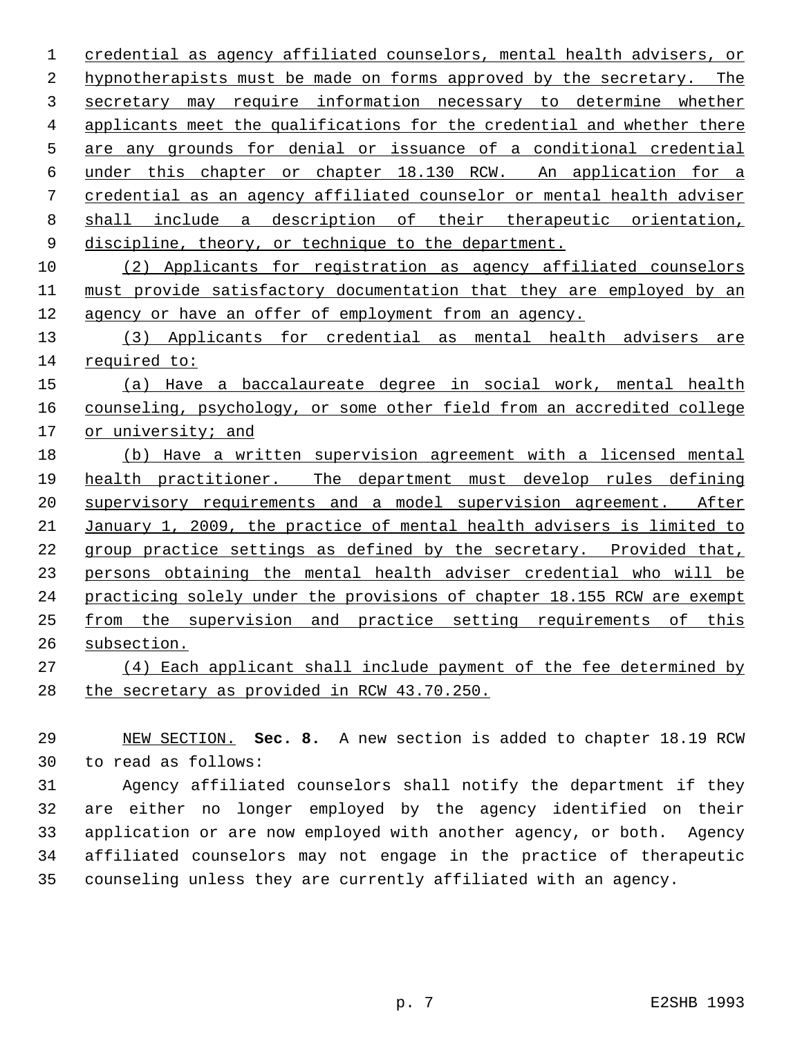credential as agency affiliated counselors, mental health advisers, or hypnotherapists must be made on forms approved by the secretary. The secretary may require information necessary to determine whether applicants meet the qualifications for the credential and whether there are any grounds for denial or issuance of a conditional credential under this chapter or chapter 18.130 RCW. An application for a credential as an agency affiliated counselor or mental health adviser shall include a description of their therapeutic orientation, discipline, theory, or technique to the department.

(2) Applicants for registration as agency affiliated counselors must provide satisfactory documentation that they are employed by an agency or have an offer of employment from an agency.

(3) Applicants for credential as mental health advisers are required to:

(a) Have a baccalaureate degree in social work, mental health counseling, psychology, or some other field from an accredited college or university; and

(b) Have a written supervision agreement with a licensed mental health practitioner. The department must develop rules defining supervisory requirements and a model supervision agreement. After January 1, 2009, the practice of mental health advisers is limited to group practice settings as defined by the secretary. Provided that, persons obtaining the mental health adviser credential who will be practicing solely under the provisions of chapter 18.155 RCW are exempt from the supervision and practice setting requirements of this subsection.

(4) Each applicant shall include payment of the fee determined by the secretary as provided in RCW 43.70.250.

NEW SECTION. **Sec. 8.** A new section is added to chapter 18.19 RCW to read as follows:

Agency affiliated counselors shall notify the department if they are either no longer employed by the agency identified on their application or are now employed with another agency, or both. Agency affiliated counselors may not engage in the practice of therapeutic counseling unless they are currently affiliated with an agency.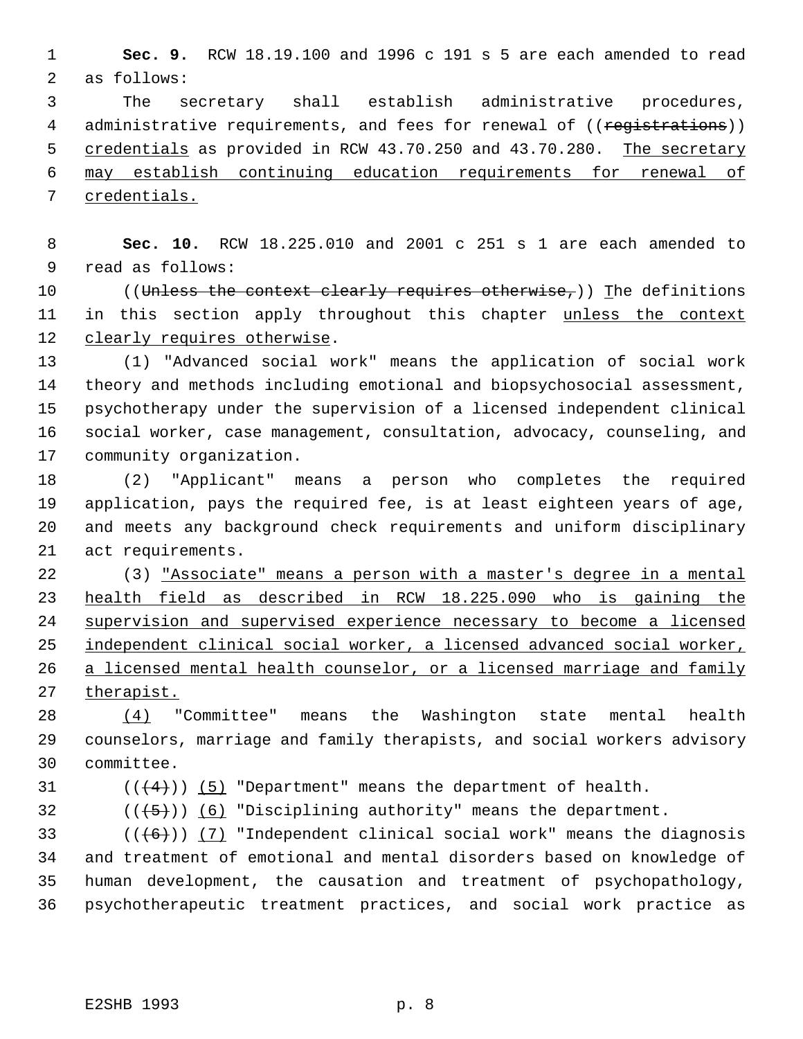**Sec. 9.** RCW 18.19.100 and 1996 c 191 s 5 are each amended to read as follows:

The secretary shall establish administrative procedures, administrative requirements, and fees for renewal of ((~~registrations~~)) credentials as provided in RCW 43.70.250 and 43.70.280. The secretary may establish continuing education requirements for renewal of credentials.

**Sec. 10.** RCW 18.225.010 and 2001 c 251 s 1 are each amended to read as follows:

((~~Unless the context clearly requires otherwise,~~)) The definitions in this section apply throughout this chapter unless the context clearly requires otherwise.

(1) "Advanced social work" means the application of social work theory and methods including emotional and biopsychosocial assessment, psychotherapy under the supervision of a licensed independent clinical social worker, case management, consultation, advocacy, counseling, and community organization.

(2) "Applicant" means a person who completes the required application, pays the required fee, is at least eighteen years of age, and meets any background check requirements and uniform disciplinary act requirements.

(3) "Associate" means a person with a master's degree in a mental health field as described in RCW 18.225.090 who is gaining the supervision and supervised experience necessary to become a licensed independent clinical social worker, a licensed advanced social worker, a licensed mental health counselor, or a licensed marriage and family therapist.

(4) "Committee" means the Washington state mental health counselors, marriage and family therapists, and social workers advisory committee.

((~~(4)~~)) (5) "Department" means the department of health.

((~~(5)~~)) (6) "Disciplining authority" means the department.

((~~(6)~~)) (7) "Independent clinical social work" means the diagnosis and treatment of emotional and mental disorders based on knowledge of human development, the causation and treatment of psychopathology, psychotherapeutic treatment practices, and social work practice as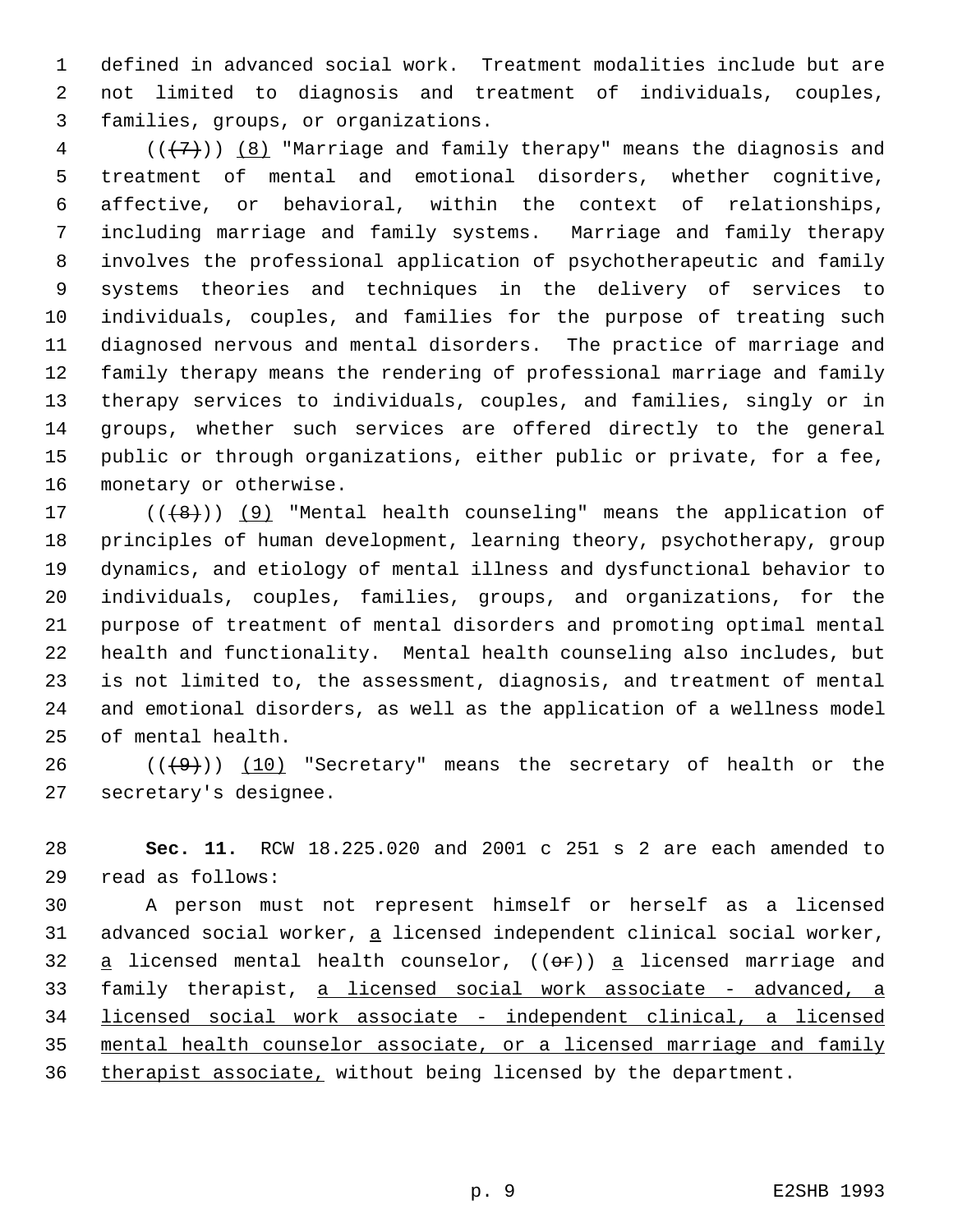defined in advanced social work. Treatment modalities include but are not limited to diagnosis and treatment of individuals, couples, families, groups, or organizations.

((~~(7)~~)) (8) "Marriage and family therapy" means the diagnosis and treatment of mental and emotional disorders, whether cognitive, affective, or behavioral, within the context of relationships, including marriage and family systems. Marriage and family therapy involves the professional application of psychotherapeutic and family systems theories and techniques in the delivery of services to individuals, couples, and families for the purpose of treating such diagnosed nervous and mental disorders. The practice of marriage and family therapy means the rendering of professional marriage and family therapy services to individuals, couples, and families, singly or in groups, whether such services are offered directly to the general public or through organizations, either public or private, for a fee, monetary or otherwise.

((~~(8)~~)) (9) "Mental health counseling" means the application of principles of human development, learning theory, psychotherapy, group dynamics, and etiology of mental illness and dysfunctional behavior to individuals, couples, families, groups, and organizations, for the purpose of treatment of mental disorders and promoting optimal mental health and functionality. Mental health counseling also includes, but is not limited to, the assessment, diagnosis, and treatment of mental and emotional disorders, as well as the application of a wellness model of mental health.

((~~(9)~~)) (10) "Secretary" means the secretary of health or the secretary's designee.

**Sec. 11.** RCW 18.225.020 and 2001 c 251 s 2 are each amended to read as follows:

A person must not represent himself or herself as a licensed advanced social worker, a licensed independent clinical social worker, a licensed mental health counselor, ((~~or~~)) a licensed marriage and family therapist, a licensed social work associate - advanced, a licensed social work associate - independent clinical, a licensed mental health counselor associate, or a licensed marriage and family therapist associate, without being licensed by the department.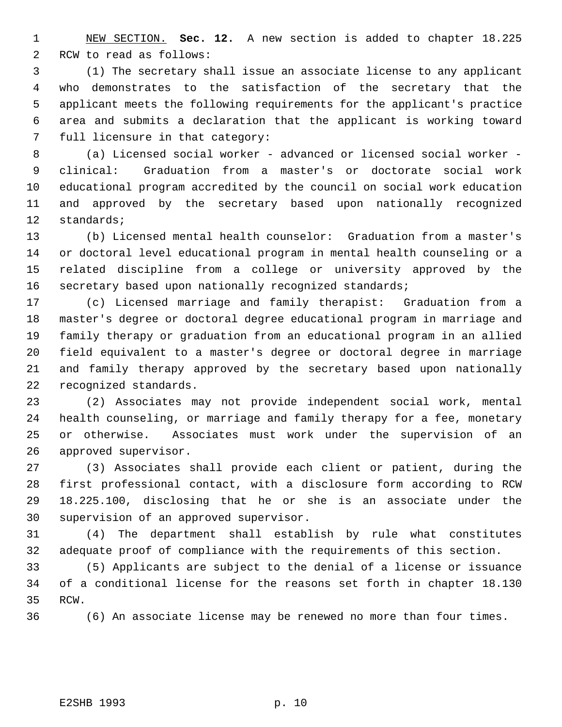<u>NEW SECTION.</u> **Sec. 12.** A new section is added to chapter 18.225 RCW to read as follows:

(1) The secretary shall issue an associate license to any applicant who demonstrates to the satisfaction of the secretary that the applicant meets the following requirements for the applicant's practice area and submits a declaration that the applicant is working toward full licensure in that category:

(a) Licensed social worker - advanced or licensed social worker - clinical: Graduation from a master's or doctorate social work educational program accredited by the council on social work education and approved by the secretary based upon nationally recognized standards;

(b) Licensed mental health counselor: Graduation from a master's or doctoral level educational program in mental health counseling or a related discipline from a college or university approved by the secretary based upon nationally recognized standards;

(c) Licensed marriage and family therapist: Graduation from a master's degree or doctoral degree educational program in marriage and family therapy or graduation from an educational program in an allied field equivalent to a master's degree or doctoral degree in marriage and family therapy approved by the secretary based upon nationally recognized standards.

(2) Associates may not provide independent social work, mental health counseling, or marriage and family therapy for a fee, monetary or otherwise. Associates must work under the supervision of an approved supervisor.

(3) Associates shall provide each client or patient, during the first professional contact, with a disclosure form according to RCW 18.225.100, disclosing that he or she is an associate under the supervision of an approved supervisor.

(4) The department shall establish by rule what constitutes adequate proof of compliance with the requirements of this section.

(5) Applicants are subject to the denial of a license or issuance of a conditional license for the reasons set forth in chapter 18.130 RCW.

(6) An associate license may be renewed no more than four times.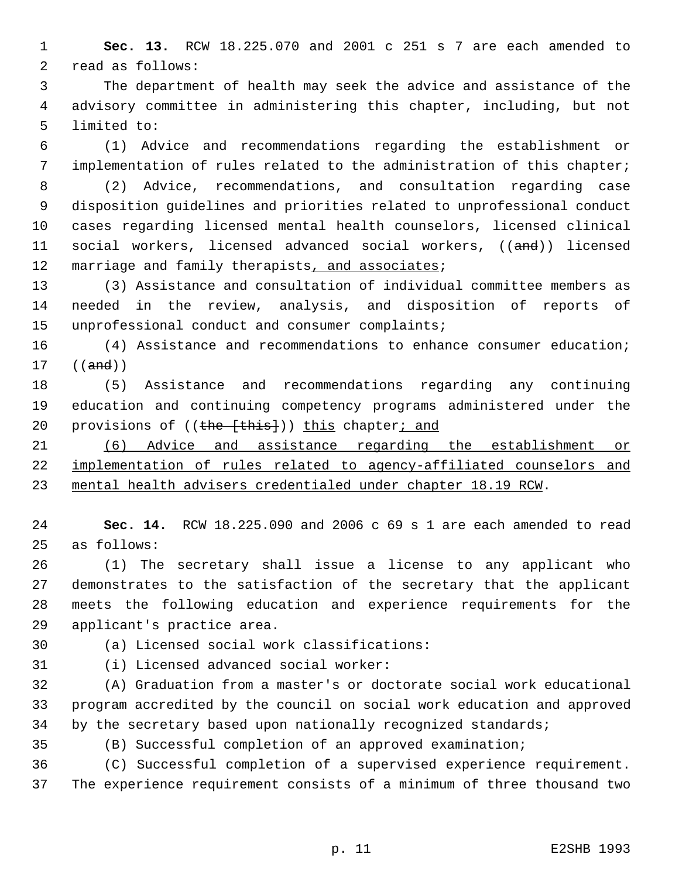**Sec. 13.** RCW 18.225.070 and 2001 c 251 s 7 are each amended to read as follows:

The department of health may seek the advice and assistance of the advisory committee in administering this chapter, including, but not limited to:

(1) Advice and recommendations regarding the establishment or implementation of rules related to the administration of this chapter;

(2) Advice, recommendations, and consultation regarding case disposition guidelines and priorities related to unprofessional conduct cases regarding licensed mental health counselors, licensed clinical social workers, licensed advanced social workers, ((~~and~~)) licensed marriage and family therapists<u>, and associates</u>;

(3) Assistance and consultation of individual committee members as needed in the review, analysis, and disposition of reports of unprofessional conduct and consumer complaints;

(4) Assistance and recommendations to enhance consumer education; ((~~and~~))

(5) Assistance and recommendations regarding any continuing education and continuing competency programs administered under the provisions of ((~~the [this]~~)) <u>this</u> chapter<u>; and</u>

<u>(6) Advice and assistance regarding the establishment or implementation of rules related to agency-affiliated counselors and mental health advisers credentialed under chapter 18.19 RCW</u>.

**Sec. 14.** RCW 18.225.090 and 2006 c 69 s 1 are each amended to read as follows:

(1) The secretary shall issue a license to any applicant who demonstrates to the satisfaction of the secretary that the applicant meets the following education and experience requirements for the applicant's practice area.

(a) Licensed social work classifications:

(i) Licensed advanced social worker:

(A) Graduation from a master's or doctorate social work educational program accredited by the council on social work education and approved by the secretary based upon nationally recognized standards;

(B) Successful completion of an approved examination;

(C) Successful completion of a supervised experience requirement. The experience requirement consists of a minimum of three thousand two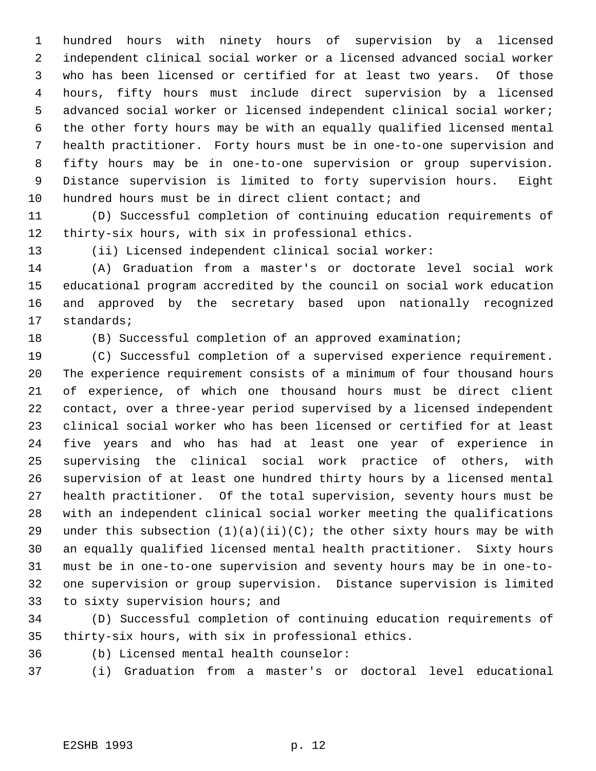hundred hours with ninety hours of supervision by a licensed independent clinical social worker or a licensed advanced social worker who has been licensed or certified for at least two years. Of those hours, fifty hours must include direct supervision by a licensed advanced social worker or licensed independent clinical social worker; the other forty hours may be with an equally qualified licensed mental health practitioner. Forty hours must be in one-to-one supervision and fifty hours may be in one-to-one supervision or group supervision. Distance supervision is limited to forty supervision hours. Eight hundred hours must be in direct client contact; and

(D) Successful completion of continuing education requirements of thirty-six hours, with six in professional ethics.

(ii) Licensed independent clinical social worker:

(A) Graduation from a master's or doctorate level social work educational program accredited by the council on social work education and approved by the secretary based upon nationally recognized standards;

(B) Successful completion of an approved examination;

(C) Successful completion of a supervised experience requirement. The experience requirement consists of a minimum of four thousand hours of experience, of which one thousand hours must be direct client contact, over a three-year period supervised by a licensed independent clinical social worker who has been licensed or certified for at least five years and who has had at least one year of experience in supervising the clinical social work practice of others, with supervision of at least one hundred thirty hours by a licensed mental health practitioner. Of the total supervision, seventy hours must be with an independent clinical social worker meeting the qualifications under this subsection (1)(a)(ii)(C); the other sixty hours may be with an equally qualified licensed mental health practitioner. Sixty hours must be in one-to-one supervision and seventy hours may be in one-to-one supervision or group supervision. Distance supervision is limited to sixty supervision hours; and

(D) Successful completion of continuing education requirements of thirty-six hours, with six in professional ethics.

(b) Licensed mental health counselor:

(i) Graduation from a master's or doctoral level educational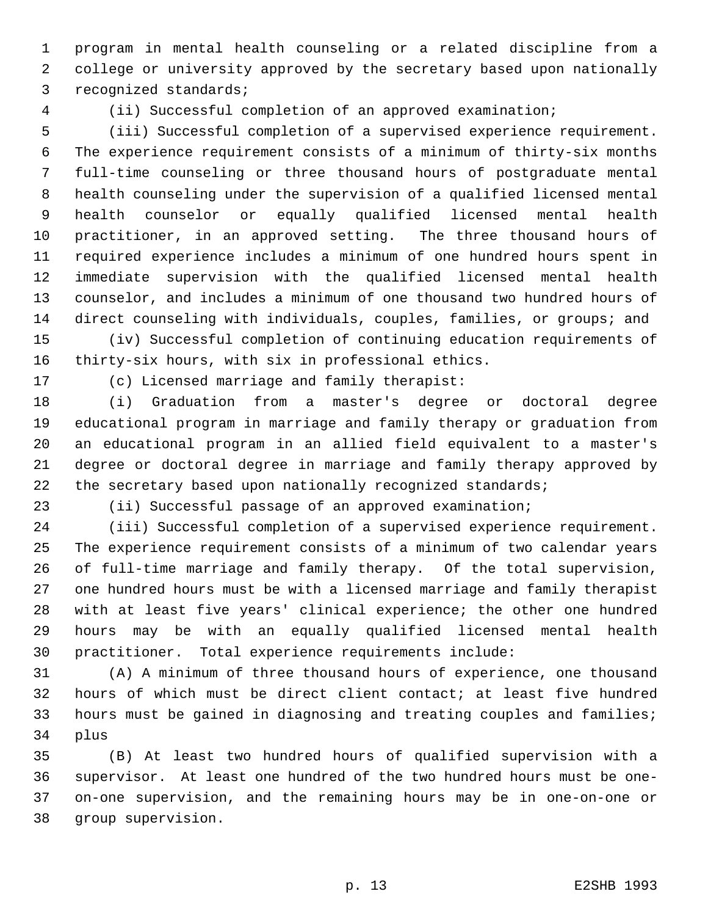program in mental health counseling or a related discipline from a college or university approved by the secretary based upon nationally recognized standards;

(ii) Successful completion of an approved examination;

(iii) Successful completion of a supervised experience requirement. The experience requirement consists of a minimum of thirty-six months full-time counseling or three thousand hours of postgraduate mental health counseling under the supervision of a qualified licensed mental health counselor or equally qualified licensed mental health practitioner, in an approved setting. The three thousand hours of required experience includes a minimum of one hundred hours spent in immediate supervision with the qualified licensed mental health counselor, and includes a minimum of one thousand two hundred hours of direct counseling with individuals, couples, families, or groups; and

(iv) Successful completion of continuing education requirements of thirty-six hours, with six in professional ethics.

(c) Licensed marriage and family therapist:

(i) Graduation from a master's degree or doctoral degree educational program in marriage and family therapy or graduation from an educational program in an allied field equivalent to a master's degree or doctoral degree in marriage and family therapy approved by the secretary based upon nationally recognized standards;

(ii) Successful passage of an approved examination;

(iii) Successful completion of a supervised experience requirement. The experience requirement consists of a minimum of two calendar years of full-time marriage and family therapy. Of the total supervision, one hundred hours must be with a licensed marriage and family therapist with at least five years' clinical experience; the other one hundred hours may be with an equally qualified licensed mental health practitioner. Total experience requirements include:

(A) A minimum of three thousand hours of experience, one thousand hours of which must be direct client contact; at least five hundred hours must be gained in diagnosing and treating couples and families; plus

(B) At least two hundred hours of qualified supervision with a supervisor. At least one hundred of the two hundred hours must be one-on-one supervision, and the remaining hours may be in one-on-one or group supervision.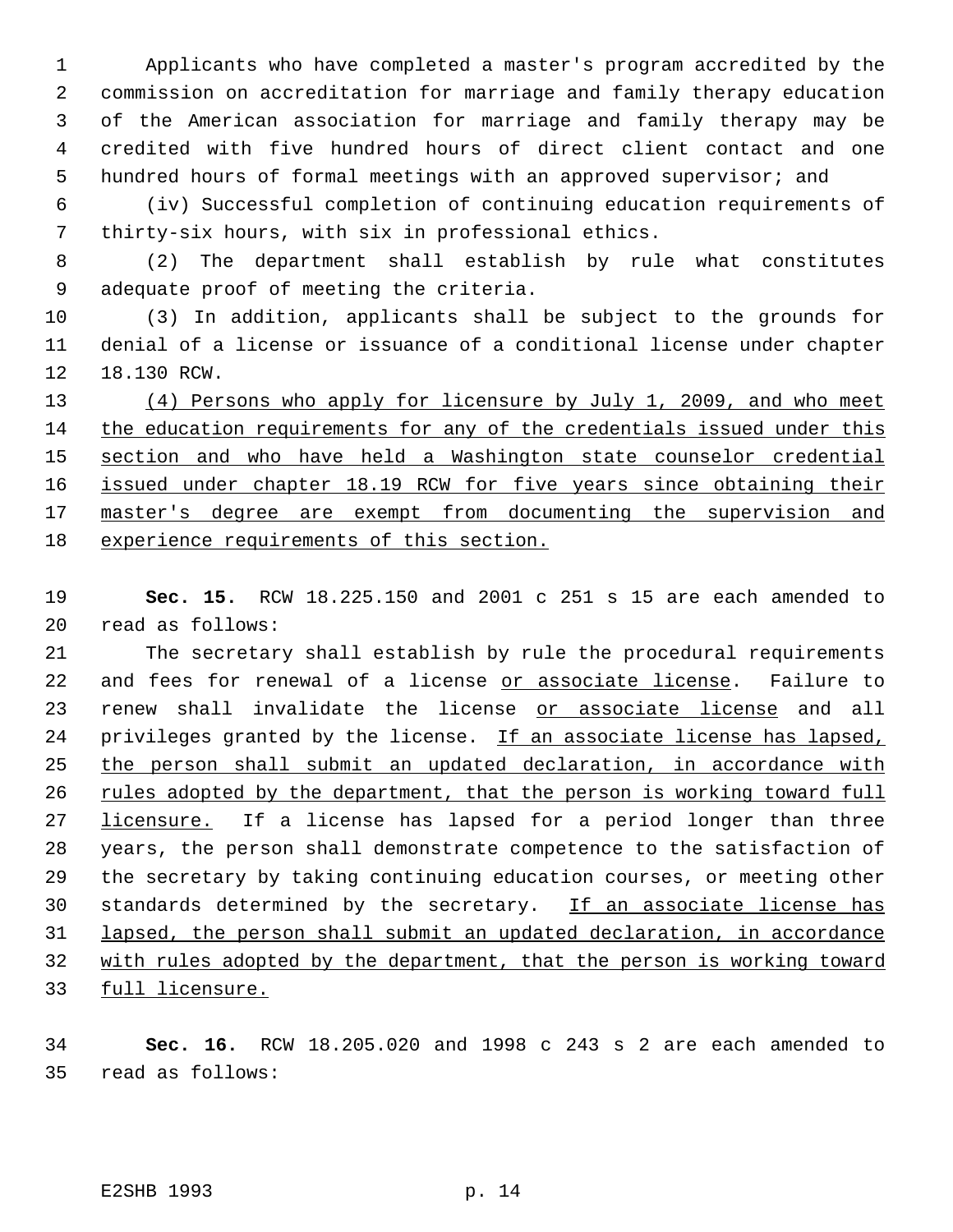Applicants who have completed a master's program accredited by the commission on accreditation for marriage and family therapy education of the American association for marriage and family therapy may be credited with five hundred hours of direct client contact and one hundred hours of formal meetings with an approved supervisor; and

(iv) Successful completion of continuing education requirements of thirty-six hours, with six in professional ethics.

(2) The department shall establish by rule what constitutes adequate proof of meeting the criteria.

(3) In addition, applicants shall be subject to the grounds for denial of a license or issuance of a conditional license under chapter 18.130 RCW.

<u>(4) Persons who apply for licensure by July 1, 2009, and who meet the education requirements for any of the credentials issued under this section and who have held a Washington state counselor credential issued under chapter 18.19 RCW for five years since obtaining their master's degree are exempt from documenting the supervision and experience requirements of this section.</u>

**Sec. 15.** RCW 18.225.150 and 2001 c 251 s 15 are each amended to read as follows:

The secretary shall establish by rule the procedural requirements and fees for renewal of a license <u>or associate license</u>. Failure to renew shall invalidate the license <u>or associate license</u> and all privileges granted by the license. <u>If an associate license has lapsed, the person shall submit an updated declaration, in accordance with rules adopted by the department, that the person is working toward full licensure.</u> If a license has lapsed for a period longer than three years, the person shall demonstrate competence to the satisfaction of the secretary by taking continuing education courses, or meeting other standards determined by the secretary. <u>If an associate license has lapsed, the person shall submit an updated declaration, in accordance with rules adopted by the department, that the person is working toward full licensure.</u>

**Sec. 16.** RCW 18.205.020 and 1998 c 243 s 2 are each amended to read as follows: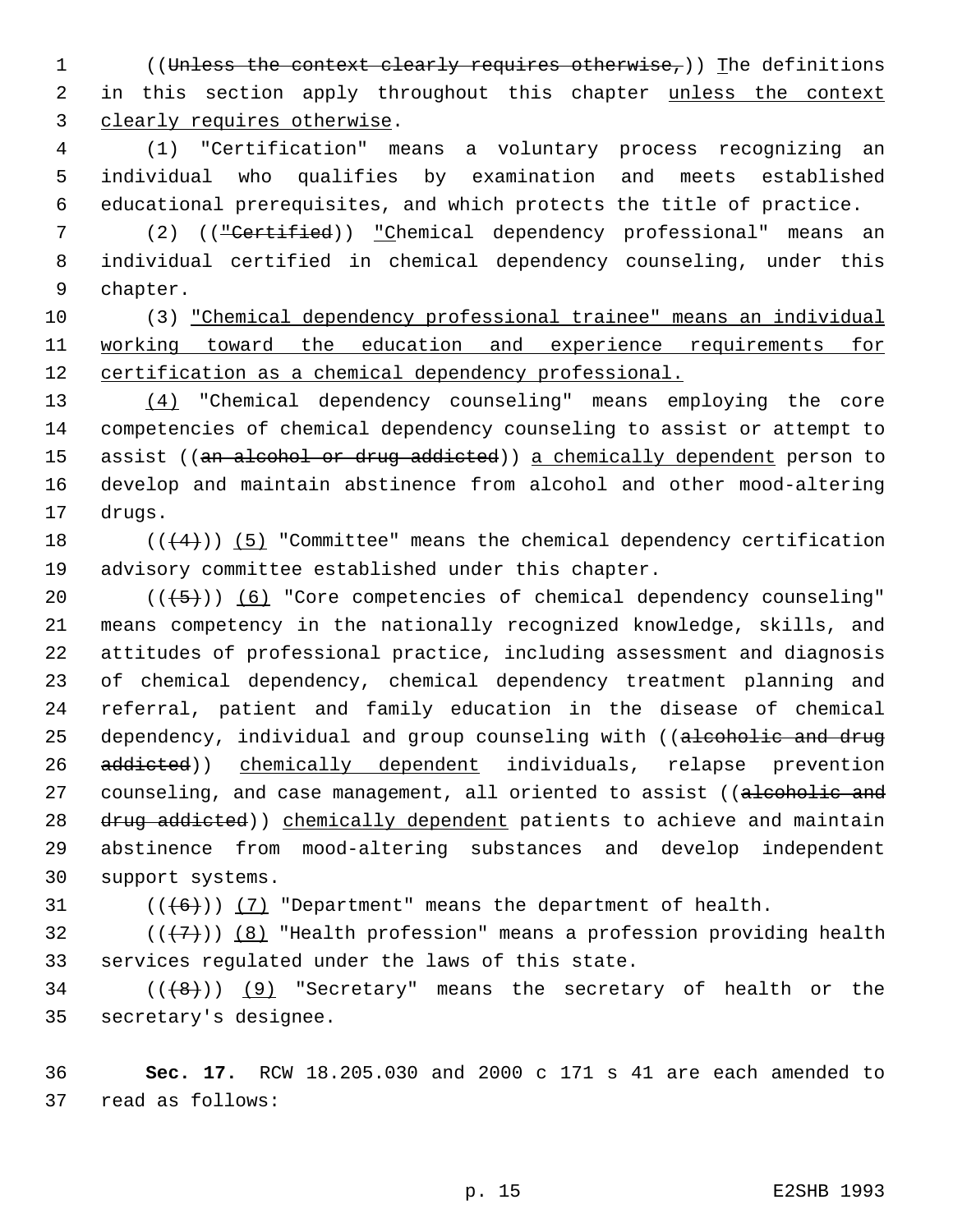((~~Unless the context clearly requires otherwise,~~)) The definitions in this section apply throughout this chapter unless the context clearly requires otherwise.

(1) "Certification" means a voluntary process recognizing an individual who qualifies by examination and meets established educational prerequisites, and which protects the title of practice.

(2) ((~~"Certified~~)) "Chemical dependency professional" means an individual certified in chemical dependency counseling, under this chapter.

(3) "Chemical dependency professional trainee" means an individual working toward the education and experience requirements for certification as a chemical dependency professional.

(4) "Chemical dependency counseling" means employing the core competencies of chemical dependency counseling to assist or attempt to assist ((~~an alcohol or drug addicted~~)) a chemically dependent person to develop and maintain abstinence from alcohol and other mood-altering drugs.

((~~(4)~~)) (5) "Committee" means the chemical dependency certification advisory committee established under this chapter.

((~~(5)~~)) (6) "Core competencies of chemical dependency counseling" means competency in the nationally recognized knowledge, skills, and attitudes of professional practice, including assessment and diagnosis of chemical dependency, chemical dependency treatment planning and referral, patient and family education in the disease of chemical dependency, individual and group counseling with ((~~alcoholic and drug addicted~~)) chemically dependent individuals, relapse prevention counseling, and case management, all oriented to assist ((~~alcoholic and drug addicted~~)) chemically dependent patients to achieve and maintain abstinence from mood-altering substances and develop independent support systems.

((~~(6)~~)) (7) "Department" means the department of health.

((~~(7)~~)) (8) "Health profession" means a profession providing health services regulated under the laws of this state.

((~~(8)~~)) (9) "Secretary" means the secretary of health or the secretary's designee.

**Sec. 17.** RCW 18.205.030 and 2000 c 171 s 41 are each amended to read as follows: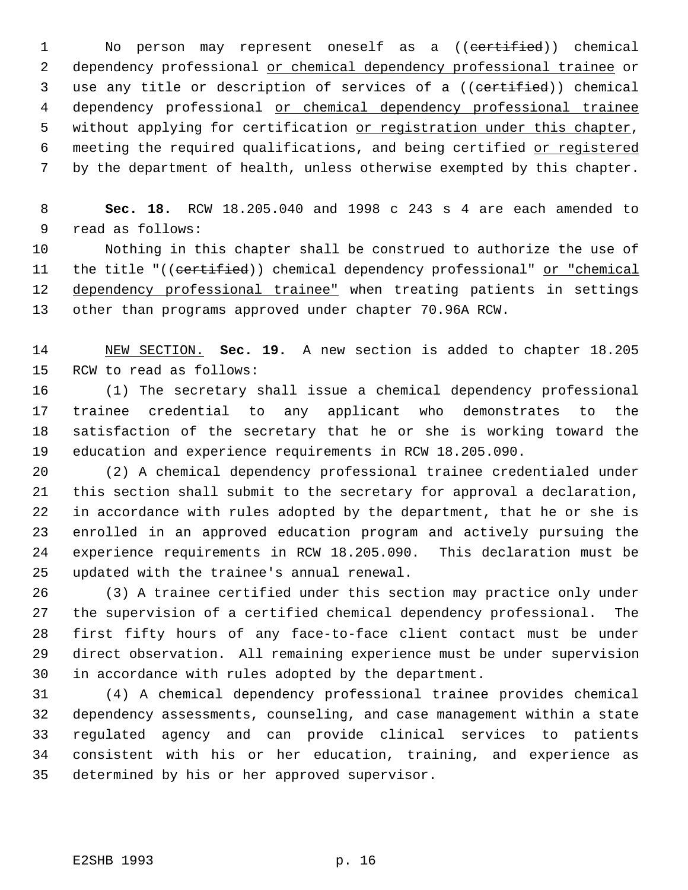No person may represent oneself as a ((~~certified~~)) chemical dependency professional <u>or chemical dependency professional trainee</u> or use any title or description of services of a ((~~certified~~)) chemical dependency professional <u>or chemical dependency professional trainee</u> without applying for certification <u>or registration under this chapter</u>, meeting the required qualifications, and being certified <u>or registered</u> by the department of health, unless otherwise exempted by this chapter.

**Sec. 18.** RCW 18.205.040 and 1998 c 243 s 4 are each amended to read as follows:

Nothing in this chapter shall be construed to authorize the use of the title "((~~certified~~)) chemical dependency professional" <u>or "chemical dependency professional trainee"</u> when treating patients in settings other than programs approved under chapter 70.96A RCW.

<u>NEW SECTION.</u> **Sec. 19.** A new section is added to chapter 18.205 RCW to read as follows:

(1) The secretary shall issue a chemical dependency professional trainee credential to any applicant who demonstrates to the satisfaction of the secretary that he or she is working toward the education and experience requirements in RCW 18.205.090.

(2) A chemical dependency professional trainee credentialed under this section shall submit to the secretary for approval a declaration, in accordance with rules adopted by the department, that he or she is enrolled in an approved education program and actively pursuing the experience requirements in RCW 18.205.090. This declaration must be updated with the trainee's annual renewal.

(3) A trainee certified under this section may practice only under the supervision of a certified chemical dependency professional. The first fifty hours of any face-to-face client contact must be under direct observation. All remaining experience must be under supervision in accordance with rules adopted by the department.

(4) A chemical dependency professional trainee provides chemical dependency assessments, counseling, and case management within a state regulated agency and can provide clinical services to patients consistent with his or her education, training, and experience as determined by his or her approved supervisor.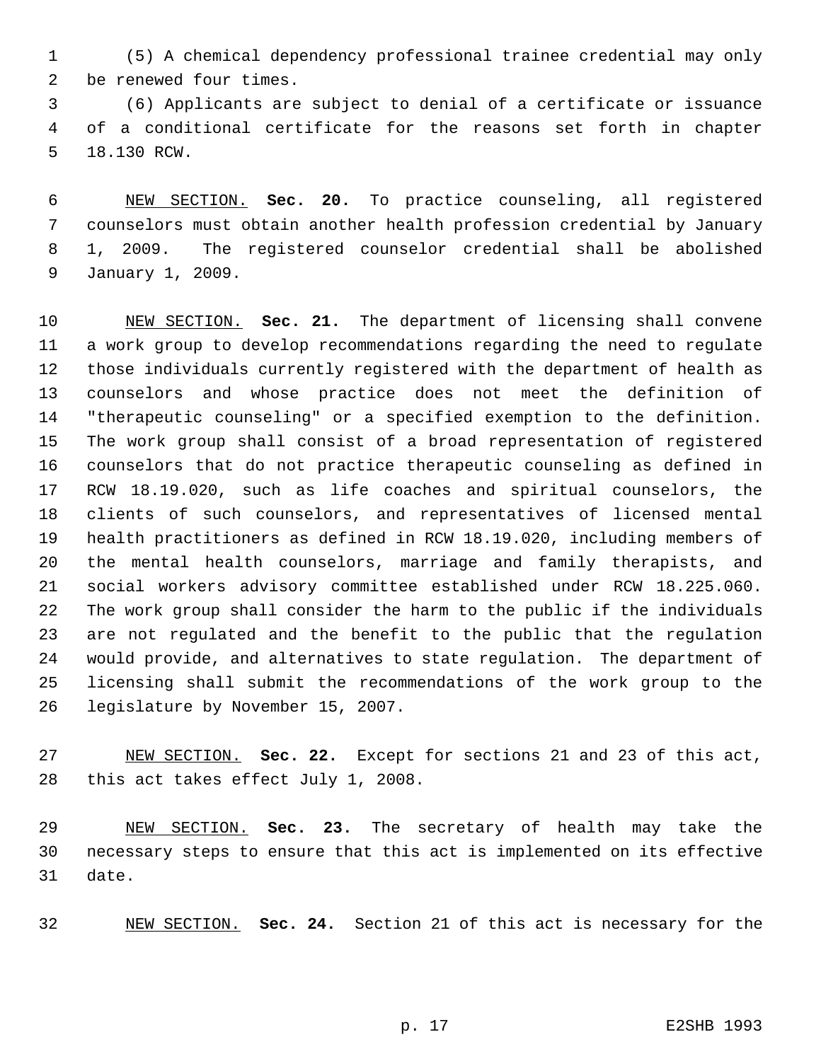(5) A chemical dependency professional trainee credential may only be renewed four times.

(6) Applicants are subject to denial of a certificate or issuance of a conditional certificate for the reasons set forth in chapter 18.130 RCW.

NEW SECTION. **Sec. 20.** To practice counseling, all registered counselors must obtain another health profession credential by January 1, 2009. The registered counselor credential shall be abolished January 1, 2009.

NEW SECTION. **Sec. 21.** The department of licensing shall convene a work group to develop recommendations regarding the need to regulate those individuals currently registered with the department of health as counselors and whose practice does not meet the definition of "therapeutic counseling" or a specified exemption to the definition. The work group shall consist of a broad representation of registered counselors that do not practice therapeutic counseling as defined in RCW 18.19.020, such as life coaches and spiritual counselors, the clients of such counselors, and representatives of licensed mental health practitioners as defined in RCW 18.19.020, including members of the mental health counselors, marriage and family therapists, and social workers advisory committee established under RCW 18.225.060. The work group shall consider the harm to the public if the individuals are not regulated and the benefit to the public that the regulation would provide, and alternatives to state regulation. The department of licensing shall submit the recommendations of the work group to the legislature by November 15, 2007.

NEW SECTION. **Sec. 22.** Except for sections 21 and 23 of this act, this act takes effect July 1, 2008.

NEW SECTION. **Sec. 23.** The secretary of health may take the necessary steps to ensure that this act is implemented on its effective date.

NEW SECTION. **Sec. 24.** Section 21 of this act is necessary for the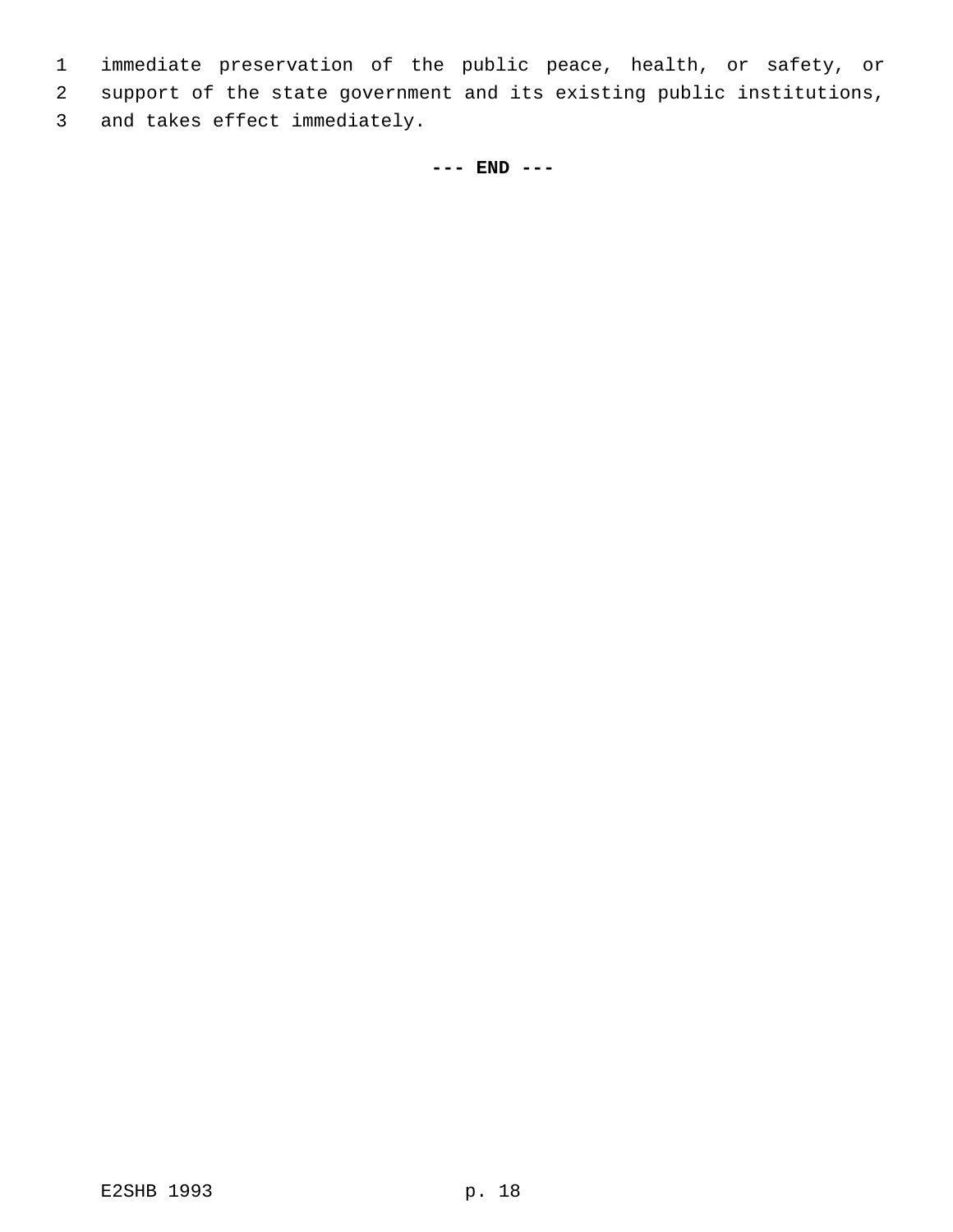immediate preservation of the public peace, health, or safety, or support of the state government and its existing public institutions, and takes effect immediately.

**--- END ---**